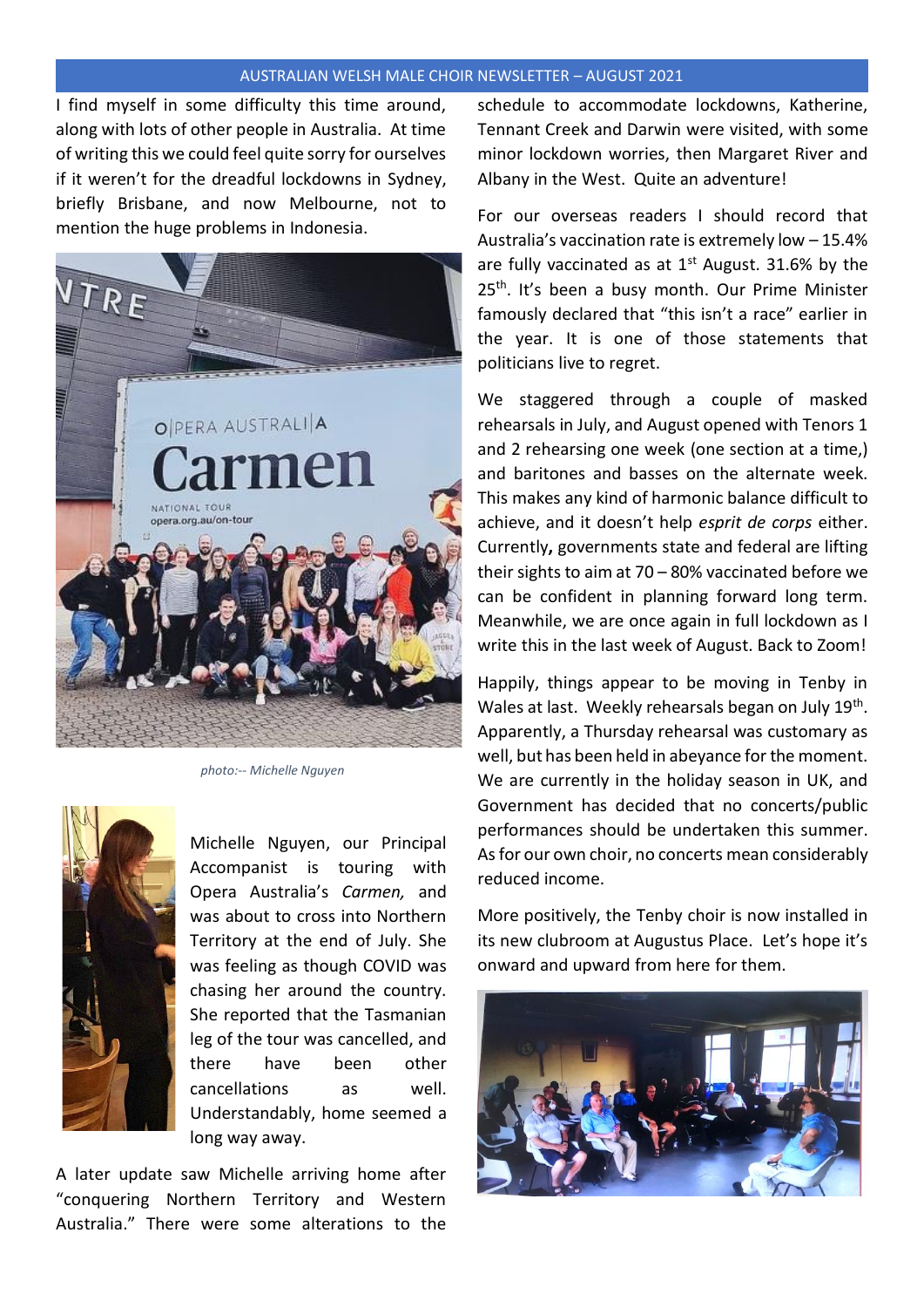I find myself in some difficulty this time around, along with lots of other people in Australia. At time of writing this we could feel quite sorry for ourselves if it weren't for the dreadful lockdowns in Sydney, briefly Brisbane, and now Melbourne, not to mention the huge problems in Indonesia.

*photo:-- Michelle Nguyen*

Michelle Nguyen, our Principal Accompanist is touring with Opera Australia's *Carmen,* and was about to cross into Northern Territory at the end of July. She was feeling as though COVID was chasing her around the country. She reported that the Tasmanian leg of the tour was cancelled, and there have been other cancellations as well. Understandably, home seemed a long way away.

A later update saw Michelle arriving home after "conquering Northern Territory and Western Australia." There were some alterations to the schedule to accommodate lockdowns, Katherine, Tennant Creek and Darwin were visited, with some minor lockdown worries, then Margaret River and Albany in the West. Quite an adventure!

For our overseas readers I should record that Australia's vaccination rate is extremely low – 15.4% are fully vaccinated as at 1st August. 31.6% by the 25th. It's been a busy month. Our Prime Minister famously declared that "this isn't a race" earlier in the year. It is one of those statements that politicians live to regret.

We staggered through a couple of masked rehearsals in July, and August opened with Tenors 1 and 2 rehearsing one week (one section at a time,) and baritones and basses on the alternate week. This makes any kind of harmonic balance difficult to achieve, and it doesn't help *esprit de corps* either. Currently**,** governments state and federal are lifting their sights to aim at 70 – 80% vaccinated before we can be confident in planning forward long term. Meanwhile, we are once again in full lockdown as I write this in the last week of August. Back to Zoom!

Happily, things appear to be moving in Tenby in Wales at last. Weekly rehearsals began on July 19th. Apparently, a Thursday rehearsal was customary as well, but has been held in abeyance for the moment. We are currently in the holiday season in UK, and Government has decided that no concerts/public performances should be undertaken this summer. As for our own choir, no concerts mean considerably reduced income.

More positively, the Tenby choir is now installed in its new clubroom at Augustus Place. Let's hope it's onward and upward from here for them.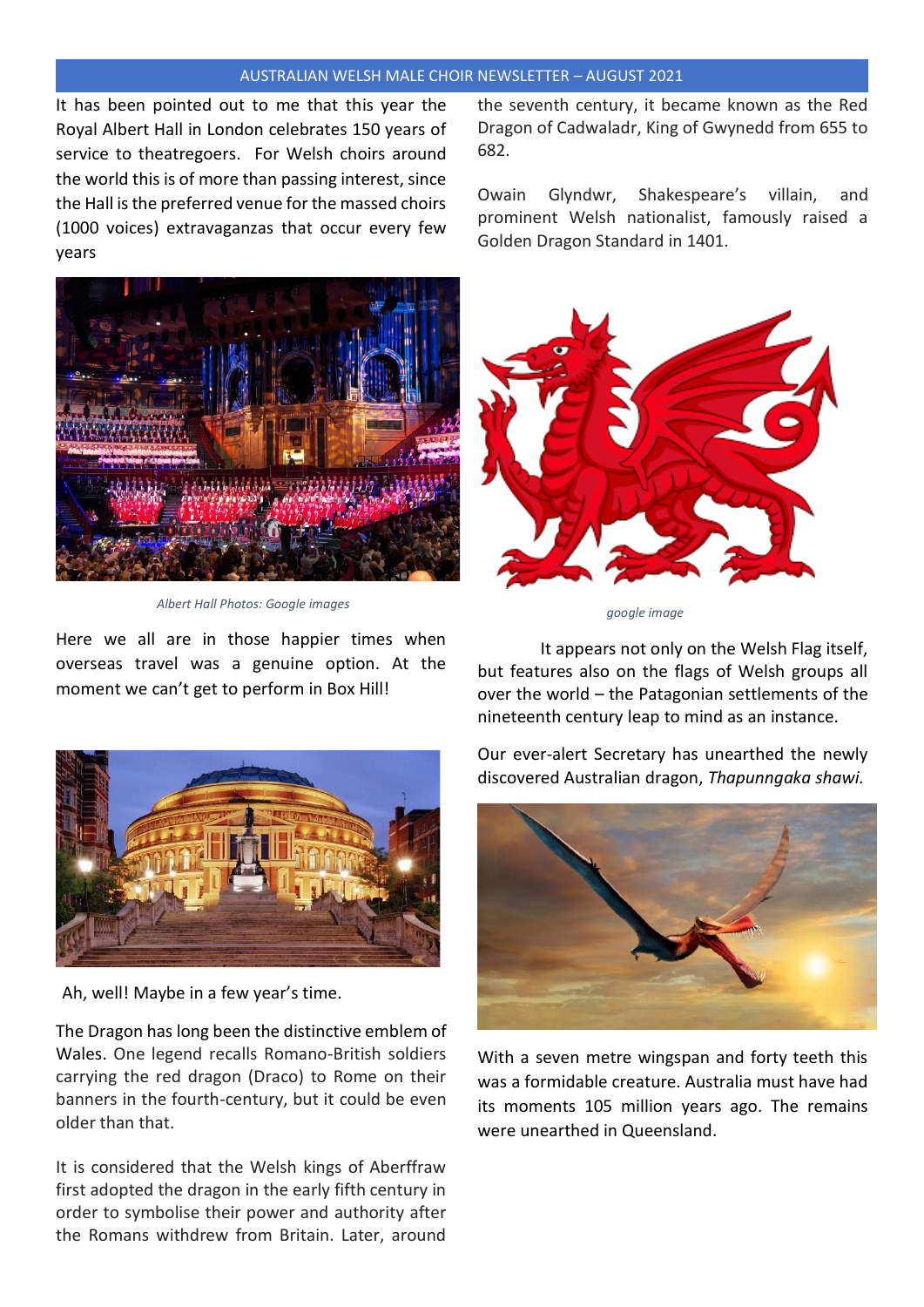It has been pointed out to me that this year the Royal Albert Hall in London celebrates 150 years of service to theatregoers. For Welsh choirs around the world this is of more than passing interest, since the Hall is the preferred venue for the massed choirs (1000 voices) extravaganzas that occur every few years

Albert Hall Photos: Google images

Here we all are in those happier times when overseas travel was a genuine option. At the moment we can't get to perform in Box Hill!

Ah, well! Maybe in a few year's time.

The Dragon has long been the distinctive emblem of Wales. One legend recalls Romano-British soldiers carrying the red dragon (Draco) to Rome on their banners in the fourth-century, but it could be even older than that.

It is considered that the Welsh kings of Aberffraw first adopted the dragon in the early fifth century in order to symbolise their power and authority after the Romans withdrew from Britain. Later, around the seventh century, it became known as the Red Dragon of Cadwaladr, King of Gwynedd from 655 to 682.

Owain Glyndwr, Shakespeare's villain, and prominent Welsh nationalist, famously raised a Golden Dragon Standard in 1401.

google image

It appears not only on the Welsh Flag itself, but features also on the flags of Welsh groups all over the world – the Patagonian settlements of the nineteenth century leap to mind as an instance.

Our ever-alert Secretary has unearthed the newly discovered Australian dragon, *Thapunngaka shawi.*

With a seven metre wingspan and forty teeth this was a formidable creature. Australia must have had its moments 105 million years ago. The remains were unearthed in Queensland.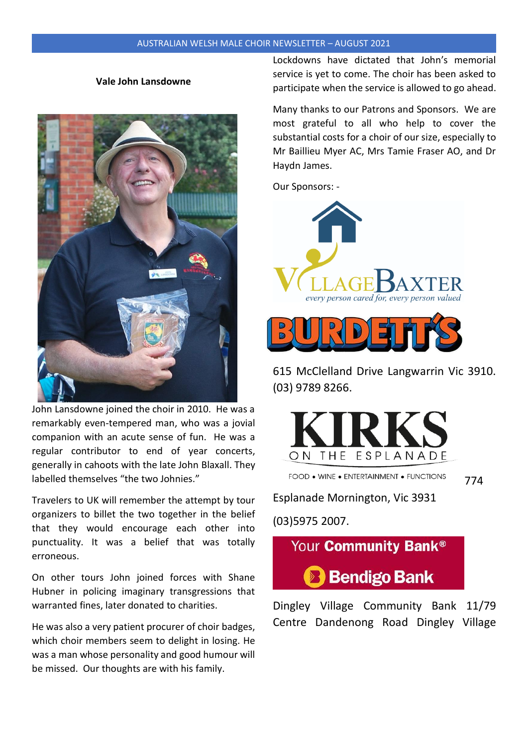### Vale John Lansdowne

John Lansdowne joined the choir in 2010. He was a remarkably even-tempered man, who was a jovial companion with an acute sense of fun. He was a regular contributor to end of year concerts, generally in cahoots with the late John Blaxall. They labelled themselves "the two Johnies."

Travelers to UK will remember the attempt by tour organizers to billet the two together in the belief that they would encourage each other into punctuality. It was a belief that was totally erroneous.

On other tours John joined forces with Shane Hubner in policing imaginary transgressions that warranted fines, later donated to charities.

He was also a very patient procurer of choir badges, which choir members seem to delight in losing. He was a man whose personality and good humour will be missed. Our thoughts are with his family.

Lockdowns have dictated that John's memorial service is yet to come. The choir has been asked to participate when the service is allowed to go ahead.

Many thanks to our Patrons and Sponsors. We are most grateful to all who help to cover the substantial costs for a choir of our size, especially to Mr Baillieu Myer AC, Mrs Tamie Fraser AO, and Dr Haydn James.

Our Sponsors: -

VILLAGE BAXTER
*every person cared for, every person valued*

BURDETT'S

615 McClelland Drive Langwarrin Vic 3910. (03) 9789 8266.

KIRKS ON THE ESPLANADE
FOOD • WINE • ENTERTAINMENT • FUNCTIONS

774 Esplanade Mornington, Vic 3931

(03)5975 2007.

Your **Community Bank**®
**Bendigo Bank**

Dingley Village Community Bank 11/79 Centre Dandenong Road Dingley Village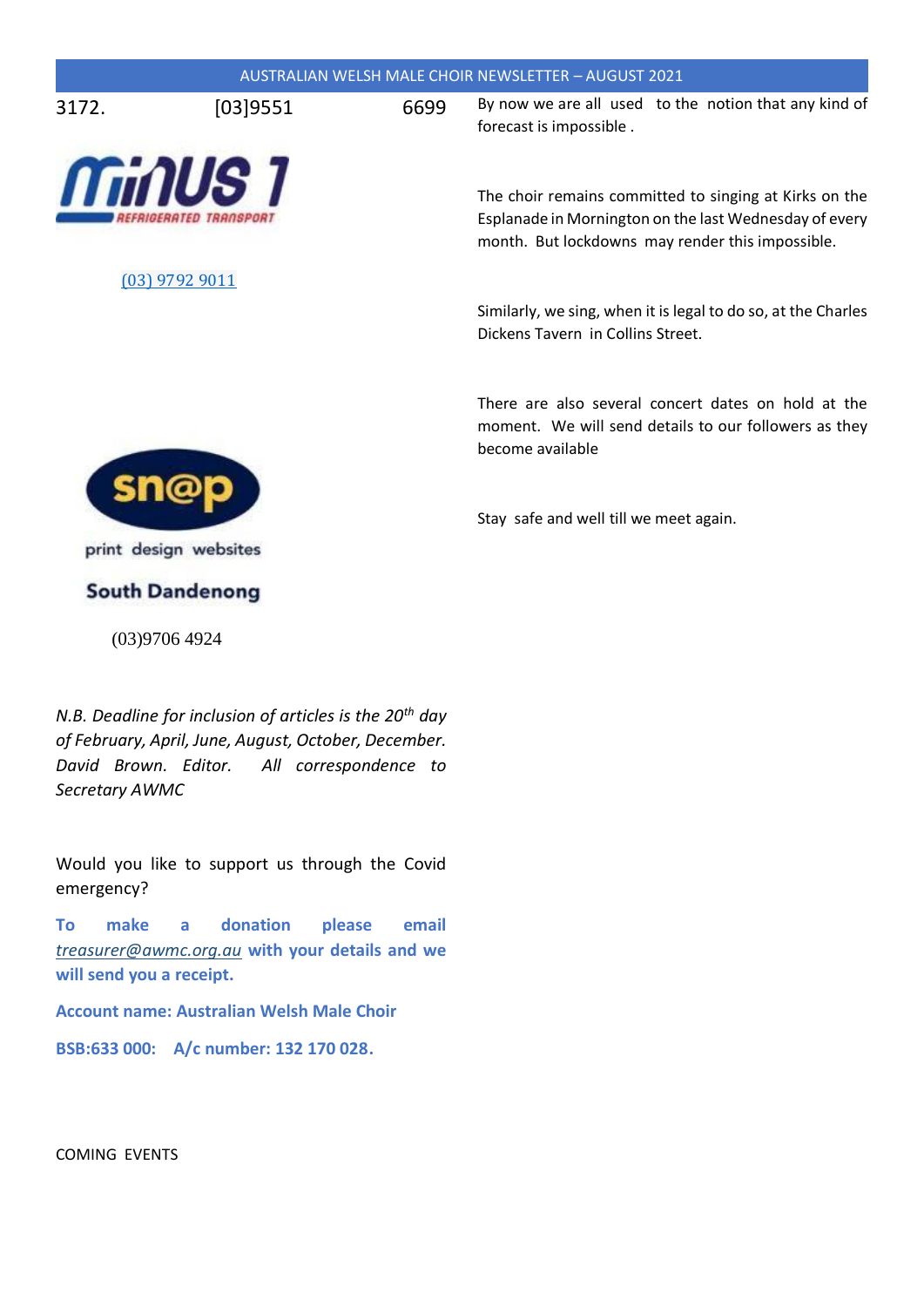3172. [03]9551 6699

MINUS 1 REFRIGERATED TRANSPORT

(03) 9792 9011

sn@p

print design websites

South Dandenong

(03)9706 4924

*N.B. Deadline for inclusion of articles is the 20th day of February, April, June, August, October, December. David Brown. Editor. All correspondence to Secretary AWMC*

Would you like to support us through the Covid emergency?

**To make a donation please email *treasurer@awmc.org.au* with your details and we will send you a receipt.**

**Account name: Australian Welsh Male Choir**

**BSB:633 000: A/c number: 132 170 028.**

COMING EVENTS

By now we are all used to the notion that any kind of forecast is impossible .

The choir remains committed to singing at Kirks on the Esplanade in Mornington on the last Wednesday of every month. But lockdowns may render this impossible.

Similarly, we sing, when it is legal to do so, at the Charles Dickens Tavern in Collins Street.

There are also several concert dates on hold at the moment. We will send details to our followers as they become available

Stay safe and well till we meet again.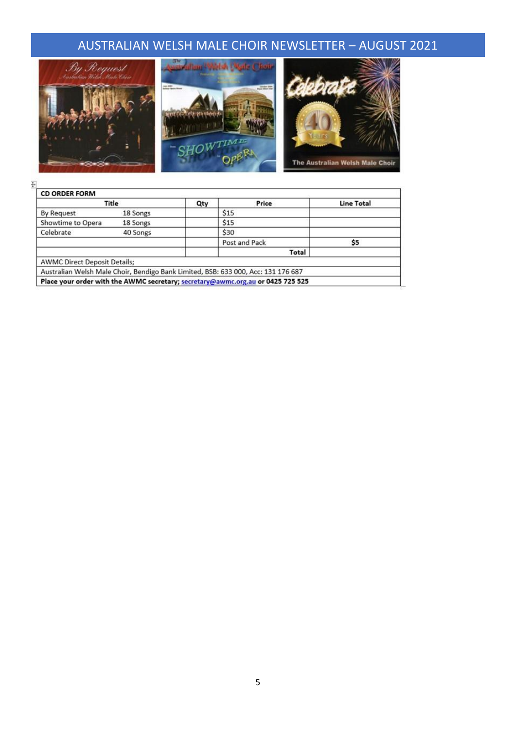| CD ORDER FORM | | | |
|---|---|---|---|
| **Title** | **Qty** | **Price** | **Line Total** |
| By Request 18 Songs | | $15 | |
| Showtime to Opera 18 Songs | | $15 | |
| Celebrate 40 Songs | | $30 | |
| | | Post and Pack | **$5** |
| | | **Total** | |
| AWMC Direct Deposit Details; | | | |
| Australian Welsh Male Choir, Bendigo Bank Limited, BSB: 633 000, Acc: 131 176 687 | | | |
| **Place your order with the AWMC secretary; secretary@awmc.org.au or 0425 725 525** | | | |